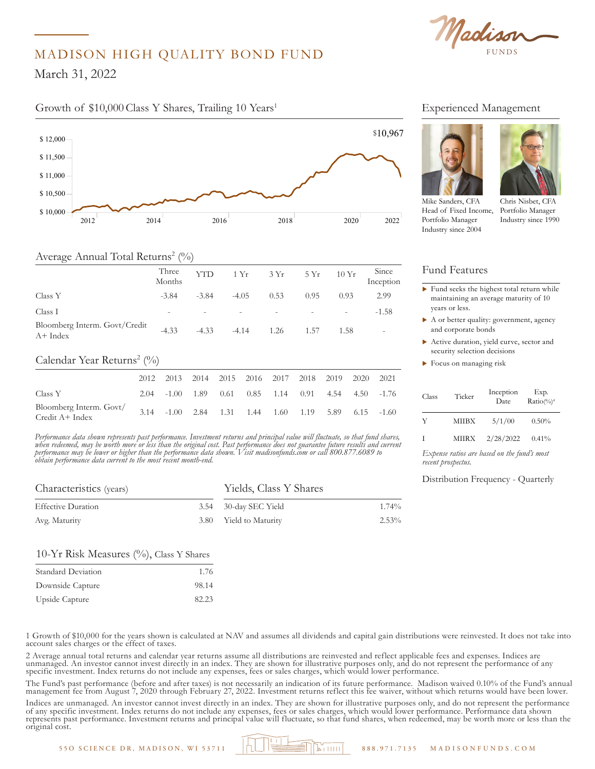# MADISON HIGH QUALITY BOND FUND

March 31, 2022

## Growth of $10,000 Class Y Shares, Trailing 10 Years[1]

$10,967

$ 12,000
$ 11,500
$ 11,000
$ 10,500
$ 10,000

2012 2014 2016 2018 2020 2022

## Average Annual Total Returns[2] (%)

| | Three Months | YTD | 1 Yr | 3 Yr | 5 Yr | 10 Yr | Since Inception |
|---|---|---|---|---|---|---|---|
| Class Y | -3.84 | -3.84 | -4.05 | 0.53 | 0.95 | 0.93 | 2.99 |
| Class I | - | - | - | - | - | - | -1.58 |
| Bloomberg Interm. Govt/Credit A+ Index | -4.33 | -4.33 | -4.14 | 1.26 | 1.57 | 1.58 | - |

## Calendar Year Returns[2] (%)

| | 2012 | 2013 | 2014 | 2015 | 2016 | 2017 | 2018 | 2019 | 2020 | 2021 |
|---|---|---|---|---|---|---|---|---|---|---|
| Class Y | 2.04 | -1.00 | 1.89 | 0.61 | 0.85 | 1.14 | 0.91 | 4.54 | 4.50 | -1.76 |
| Bloomberg Interm. Govt/ Credit A+ Index | 3.14 | -1.00 | 2.84 | 1.31 | 1.44 | 1.60 | 1.19 | 5.89 | 6.15 | -1.60 |

*Performance data shown represents past performance. Investment returns and principal value will fluctuate, so that fund shares, when redeemed, may be worth more or less than the original cost. Past performance does not guarantee future results and current performance may be lower or higher than the performance data shown. Visit madisonfunds.com or call 800.877.6089 to obtain performance data current to the most recent month-end.*

## Characteristics (years)

| | |
|---|---|
| Effective Duration | 3.54 |
| Avg. Maturity | 3.80 |

## Yields, Class Y Shares

| | |
|---|---|
| 30-day SEC Yield | 1.74% |
| Yield to Maturity | 2.53% |

## 10-Yr Risk Measures (%), Class Y Shares

| | |
|---|---|
| Standard Deviation | 1.76 |
| Downside Capture | 98.14 |
| Upside Capture | 82.23 |

## Experienced Management

Mike Sanders, CFA
Head of Fixed Income, Portfolio Manager
Industry since 2004

Chris Nisbet, CFA
Portfolio Manager
Industry since 1990

## Fund Features

- Fund seeks the highest total return while maintaining an average maturity of 10 years or less.
- A or better quality: government, agency and corporate bonds
- Active duration, yield curve, sector and security selection decisions
- Focus on managing risk

| Class | Ticker | Inception Date | Exp. Ratio(%)[4] |
|---|---|---|---|
| Y | MIIBX | 5/1/00 | 0.50% |
| I | MIIRX | 2/28/2022 | 0.41% |

*Expense ratios are based on the fund's most recent prospectus.*

Distribution Frequency - Quarterly

1 Growth of $10,000 for the years shown is calculated at NAV and assumes all dividends and capital gain distributions were reinvested. It does not take into account sales charges or the effect of taxes.

2 Average annual total returns and calendar year returns assume all distributions are reinvested and reflect applicable fees and expenses. Indices are unmanaged. An investor cannot invest directly in an index. They are shown for illustrative purposes only, and do not represent the performance of any specific investment. Index returns do not include any expenses, fees or sales charges, which would lower performance.

The Fund's past performance (before and after taxes) is not necessarily an indication of its future performance. Madison waived 0.10% of the Fund's annual management fee from August 7, 2020 through February 27, 2022. Investment returns reflect this fee waiver, without which returns would have been lower.

Indices are unmanaged. An investor cannot invest directly in an index. They are shown for illustrative purposes only, and do not represent the performance of any specific investment. Index returns do not include any expenses, fees or sales charges, which would lower performance. Performance data shown represents past performance. Investment returns and principal value will fluctuate, so that fund shares, when redeemed, may be worth more or less than the original cost.

550 SCIENCE DR, MADISON, WI 53711 888.971.7135 MADISONFUNDS.COM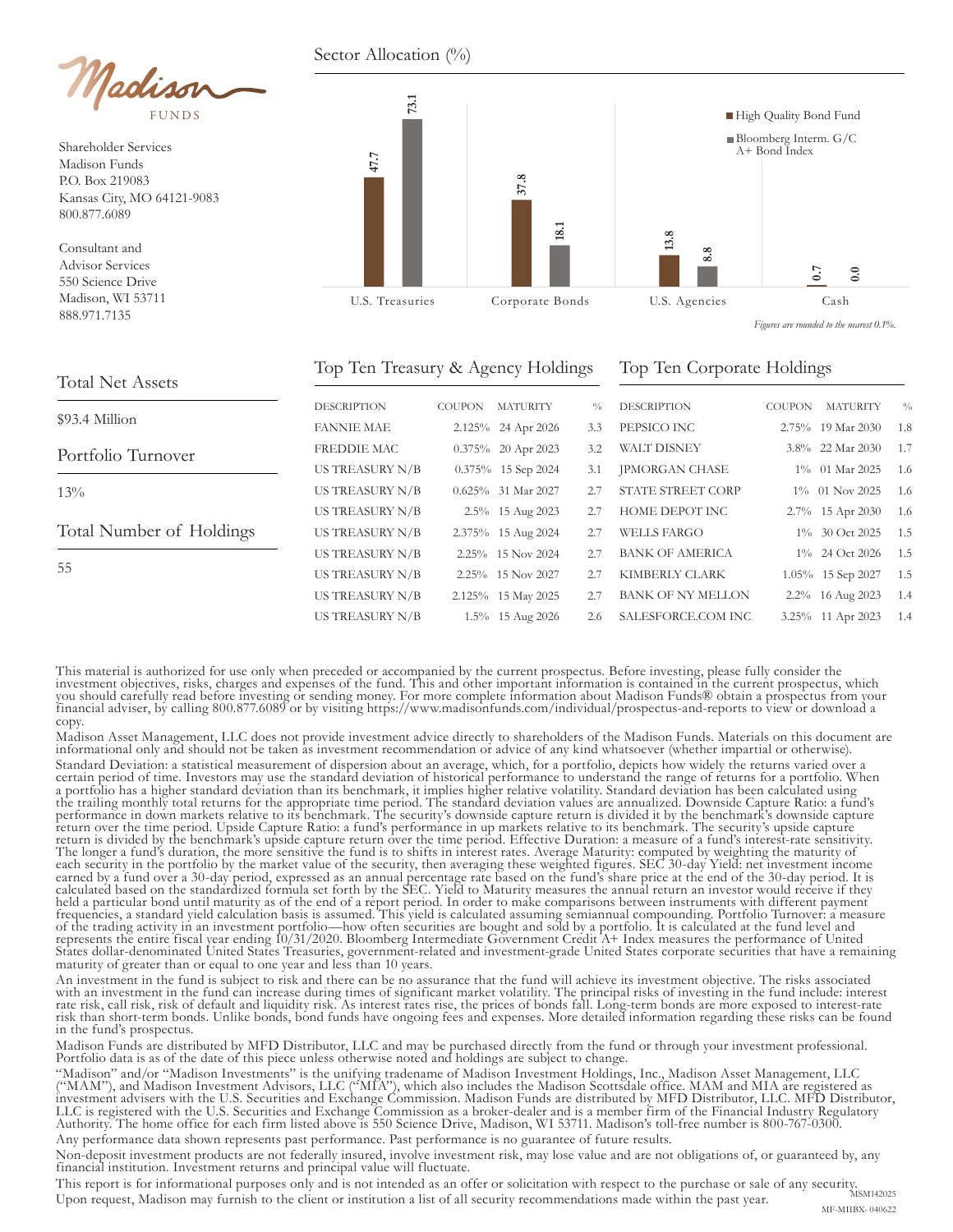Madison FUNDS

Shareholder Services
Madison Funds
P.O. Box 219083
Kansas City, MO 64121-9083
800.877.6089

Consultant and
Advisor Services
550 Science Drive
Madison, WI 53711
888.971.7135

## Total Net Assets

$93.4 Million

## Portfolio Turnover

13%

## Total Number of Holdings

55

## Sector Allocation (%)

High Quality Bond Fund
Bloomberg Interm. G/C A+ Bond Index

U.S. Treasuries: 47.7, 73.1
Corporate Bonds: 37.8, 18.1
U.S. Agencies: 13.8, 8.8
Cash: 0.7, 0.0

*Figures are rounded to the nearest 0.1%.*

## Top Ten Treasury & Agency Holdings

| DESCRIPTION | COUPON | MATURITY | % |
|---|---|---|---|
| FANNIE MAE | 2.125% | 24 Apr 2026 | 3.3 |
| FREDDIE MAC | 0.375% | 20 Apr 2023 | 3.2 |
| US TREASURY N/B | 0.375% | 15 Sep 2024 | 3.1 |
| US TREASURY N/B | 0.625% | 31 Mar 2027 | 2.7 |
| US TREASURY N/B | 2.5% | 15 Aug 2023 | 2.7 |
| US TREASURY N/B | 2.375% | 15 Aug 2024 | 2.7 |
| US TREASURY N/B | 2.25% | 15 Nov 2024 | 2.7 |
| US TREASURY N/B | 2.25% | 15 Nov 2027 | 2.7 |
| US TREASURY N/B | 2.125% | 15 May 2025 | 2.7 |
| US TREASURY N/B | 1.5% | 15 Aug 2026 | 2.6 |

## Top Ten Corporate Holdings

| DESCRIPTION | COUPON | MATURITY | % |
|---|---|---|---|
| PEPSICO INC | 2.75% | 19 Mar 2030 | 1.8 |
| WALT DISNEY | 3.8% | 22 Mar 2030 | 1.7 |
| JPMORGAN CHASE | 1% | 01 Mar 2025 | 1.6 |
| STATE STREET CORP | 1% | 01 Nov 2025 | 1.6 |
| HOME DEPOT INC | 2.7% | 15 Apr 2030 | 1.6 |
| WELLS FARGO | 1% | 30 Oct 2025 | 1.5 |
| BANK OF AMERICA | 1% | 24 Oct 2026 | 1.5 |
| KIMBERLY CLARK | 1.05% | 15 Sep 2027 | 1.5 |
| BANK OF NY MELLON | 2.2% | 16 Aug 2023 | 1.4 |
| SALESFORCE.COM INC | 3.25% | 11 Apr 2023 | 1.4 |

This material is authorized for use only when preceded or accompanied by the current prospectus. Before investing, please fully consider the investment objectives, risks, charges and expenses of the fund. This and other important information is contained in the current prospectus, which you should carefully read before investing or sending money. For more complete information about Madison Funds® obtain a prospectus from your financial adviser, by calling 800.877.6089 or by visiting https://www.madisonfunds.com/individual/prospectus-and-reports to view or download a copy.

Madison Asset Management, LLC does not provide investment advice directly to shareholders of the Madison Funds. Materials on this document are informational only and should not be taken as investment recommendation or advice of any kind whatsoever (whether impartial or otherwise).

Standard Deviation: a statistical measurement of dispersion about an average, which, for a portfolio, depicts how widely the returns varied over a certain period of time. Investors may use the standard deviation of historical performance to understand the range of returns for a portfolio. When a portfolio has a higher standard deviation than its benchmark, it implies higher relative volatility. Standard deviation has been calculated using the trailing monthly total returns for the appropriate time period. The standard deviation values are annualized. Downside Capture Ratio: a fund's performance in down markets relative to its benchmark. The security's downside capture return is divided it by the benchmark's downside capture return over the time period. Upside Capture Ratio: a fund's performance in up markets relative to its benchmark. The security's upside capture return is divided by the benchmark's upside capture return over the time period. Effective Duration: a measure of a fund's interest-rate sensitivity. The longer a fund's duration, the more sensitive the fund is to shifts in interest rates. Average Maturity: computed by weighting the maturity of each security in the portfolio by the market value of the security, then averaging these weighted figures. SEC 30-day Yield: net investment income earned by a fund over a 30-day period, expressed as an annual percentage rate based on the fund's share price at the end of the 30-day period. It is calculated based on the standardized formula set forth by the SEC. Yield to Maturity measures the annual return an investor would receive if they held a particular bond until maturity as of the end of a report period. In order to make comparisons between instruments with different payment frequencies, a standard yield calculation basis is assumed. This yield is calculated assuming semiannual compounding. Portfolio Turnover: a measure of the trading activity in an investment portfolio—how often securities are bought and sold by a portfolio. It is calculated at the fund level and represents the entire fiscal year ending 10/31/2020. Bloomberg Intermediate Government Credit A+ Index measures the performance of United States dollar-denominated United States Treasuries, government-related and investment-grade United States corporate securities that have a remaining maturity of greater than or equal to one year and less than 10 years.

An investment in the fund is subject to risk and there can be no assurance that the fund will achieve its investment objective. The risks associated with an investment in the fund can increase during times of significant market volatility. The principal risks of investing in the fund include: interest rate risk, call risk, risk of default and liquidity risk. As interest rates rise, the prices of bonds fall. Long-term bonds are more exposed to interest-rate risk than short-term bonds. Unlike bonds, bond funds have ongoing fees and expenses. More detailed information regarding these risks can be found in the fund's prospectus.

Madison Funds are distributed by MFD Distributor, LLC and may be purchased directly from the fund or through your investment professional. Portfolio data is as of the date of this piece unless otherwise noted and holdings are subject to change.

"Madison" and/or "Madison Investments" is the unifying tradename of Madison Investment Holdings, Inc., Madison Asset Management, LLC ("MAM"), and Madison Investment Advisors, LLC ("MIA"), which also includes the Madison Scottsdale office. MAM and MIA are registered as investment advisers with the U.S. Securities and Exchange Commission. Madison Funds are distributed by MFD Distributor, LLC. MFD Distributor, LLC is registered with the U.S. Securities and Exchange Commission as a broker-dealer and is a member firm of the Financial Industry Regulatory Authority. The home office for each firm listed above is 550 Science Drive, Madison, WI 53711. Madison's toll-free number is 800-767-0300.

Any performance data shown represents past performance. Past performance is no guarantee of future results.

Non-deposit investment products are not federally insured, involve investment risk, may lose value and are not obligations of, or guaranteed by, any financial institution. Investment returns and principal value will fluctuate.

This report is for informational purposes only and is not intended as an offer or solicitation with respect to the purchase or sale of any security. Upon request, Madison may furnish to the client or institution a list of all security recommendations made within the past year.

MSM142025
MF-MIIBX- 040622